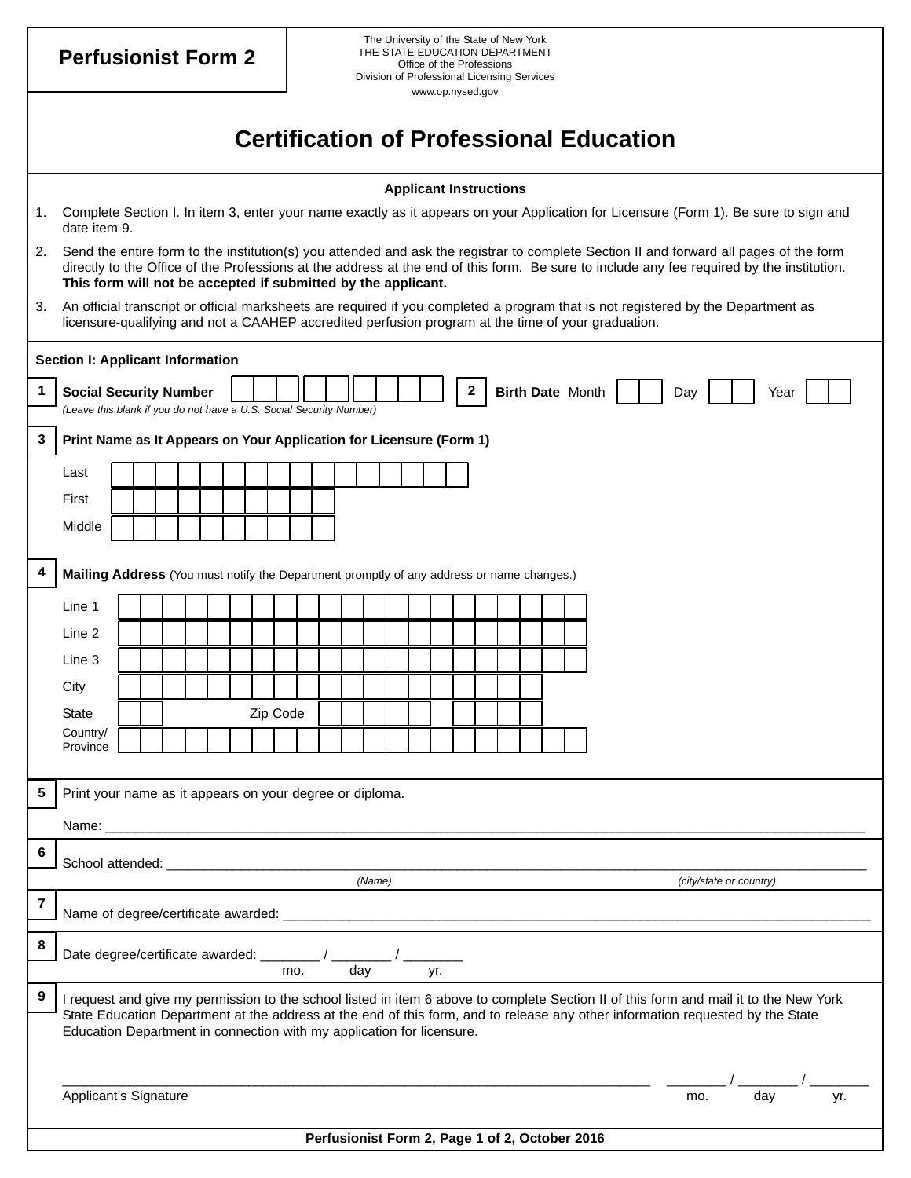# Perfusionist Form 2

The University of the State of New York
THE STATE EDUCATION DEPARTMENT
Office of the Professions
Division of Professional Licensing Services
www.op.nysed.gov

## Certification of Professional Education

### Applicant Instructions

1. Complete Section I. In item 3, enter your name exactly as it appears on your Application for Licensure (Form 1). Be sure to sign and date item 9.
2. Send the entire form to the institution(s) you attended and ask the registrar to complete Section II and forward all pages of the form directly to the Office of the Professions at the address at the end of this form. Be sure to include any fee required by the institution. **This form will not be accepted if submitted by the applicant.**
3. An official transcript or official marksheets are required if you completed a program that is not registered by the Department as licensure-qualifying and not a CAAHEP accredited perfusion program at the time of your graduation.

### Section I: Applicant Information

**1** **Social Security Number** ___ ___ ___ - ___ ___ - ___ ___ ___ ___
*(Leave this blank if you do not have a U.S. Social Security Number)*

**2** **Birth Date** Month ___ ___ Day ___ ___ Year ___ ___

**3** **Print Name as It Appears on Your Application for Licensure (Form 1)**

Last

First

Middle

**4** **Mailing Address** (You must notify the Department promptly of any address or name changes.)

Line 1

Line 2

Line 3

City

State Zip Code

Country/
Province

**5** Print your name as it appears on your degree or diploma.

Name: ______________________________________________

**6** School attended: ______________________________________________
*(Name)* *(city/state or country)*

**7** Name of degree/certificate awarded: ______________________________________________

**8** Date degree/certificate awarded: ________ / ________ / ________
mo. day yr.

**9** I request and give my permission to the school listed in item 6 above to complete Section II of this form and mail it to the New York State Education Department at the address at the end of this form, and to release any other information requested by the State Education Department in connection with my application for licensure.

______________________________________________ ________ / ________ / ________
Applicant's Signature mo. day yr.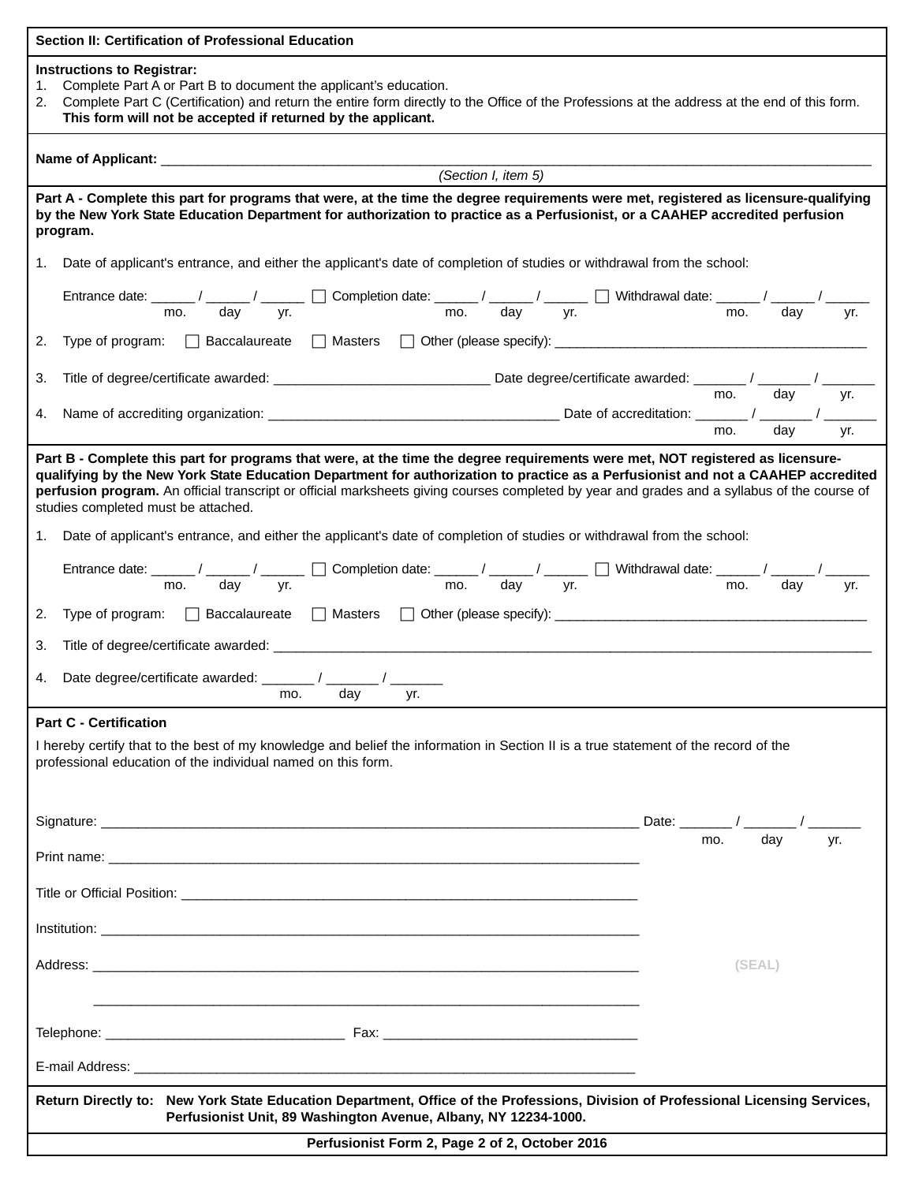## Section II: Certification of Professional Education

**Instructions to Registrar:**

1. Complete Part A or Part B to document the applicant's education.
2. Complete Part C (Certification) and return the entire form directly to the Office of the Professions at the address at the end of this form. **This form will not be accepted if returned by the applicant.**

**Name of Applicant:** ______________________________________________
*(Section I, item 5)*

### Part A - Complete this part for programs that were, at the time the degree requirements were met, registered as licensure-qualifying by the New York State Education Department for authorization to practice as a Perfusionist, or a CAAHEP accredited perfusion program.

1. Date of applicant's entrance, and either the applicant's date of completion of studies or withdrawal from the school:

   Entrance date: ______ / ______ / ______ (mo. day yr.) ☐ Completion date: ______ / ______ / ______ (mo. day yr.) ☐ Withdrawal date: ______ / ______ / ______ (mo. day yr.)

2. Type of program: ☐ Baccalaureate ☐ Masters ☐ Other (please specify): ____________________

3. Title of degree/certificate awarded: ____________________ Date degree/certificate awarded: _______ / _______ / _______ (mo. day yr.)

4. Name of accrediting organization: ____________________ Date of accreditation: _______ / _______ / _______ (mo. day yr.)

### Part B - Complete this part for programs that were, at the time the degree requirements were met, NOT registered as licensure-qualifying by the New York State Education Department for authorization to practice as a Perfusionist and not a CAAHEP accredited perfusion program.

An official transcript or official marksheets giving courses completed by year and grades and a syllabus of the course of studies completed must be attached.

1. Date of applicant's entrance, and either the applicant's date of completion of studies or withdrawal from the school:

   Entrance date: ______ / ______ / ______ (mo. day yr.) ☐ Completion date: ______ / ______ / ______ (mo. day yr.) ☐ Withdrawal date: ______ / ______ / ______ (mo. day yr.)

2. Type of program: ☐ Baccalaureate ☐ Masters ☐ Other (please specify): ____________________

3. Title of degree/certificate awarded: ______________________________________________

4. Date degree/certificate awarded: _______ / _______ / _______ (mo. day yr.)

### Part C - Certification

I hereby certify that to the best of my knowledge and belief the information in Section II is a true statement of the record of the professional education of the individual named on this form.

Signature: ______________________________________________ Date: _______ / _______ / _______ (mo. day yr.)

Print name: ______________________________________________

Title or Official Position: ______________________________________________

Institution: ______________________________________________

Address: ______________________________________________

______________________________________________

(SEAL)

Telephone: ____________________ Fax: ____________________

E-mail Address: ______________________________________________

**Return Directly to:** **New York State Education Department, Office of the Professions, Division of Professional Licensing Services, Perfusionist Unit, 89 Washington Avenue, Albany, NY 12234-1000.**

**Perfusionist Form 2, Page 2 of 2, October 2016**